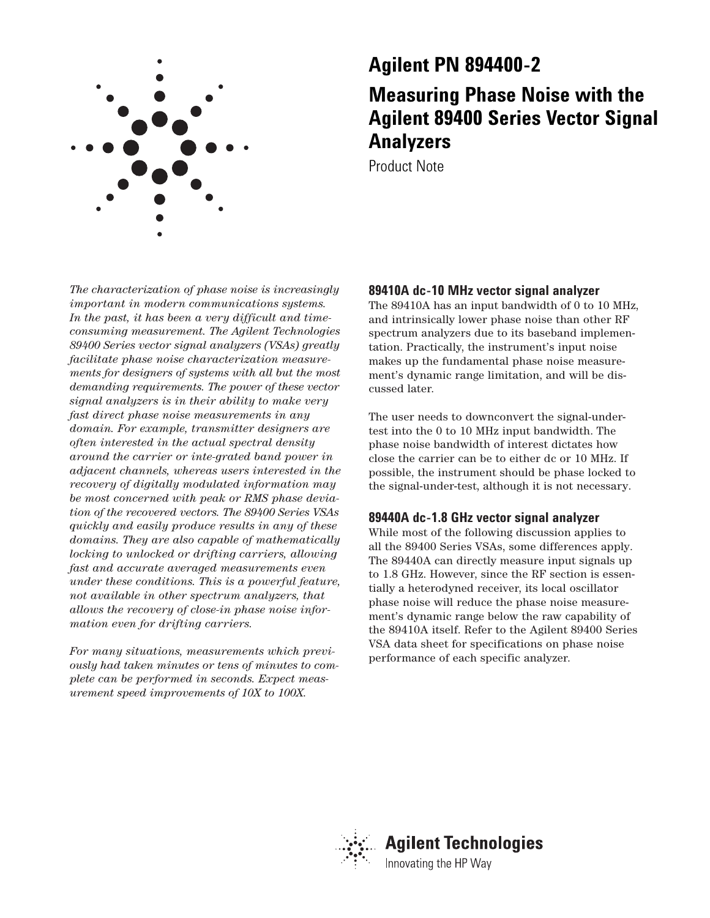# Agilent PN 894400-2

# Measuring Phase Noise with the Agilent 89400 Series Vector Signal Analyzers

Product Note

*The characterization of phase noise is increasingly important in modern communications systems. In the past, it has been a very difficult and time-consuming measurement. The Agilent Technologies 89400 Series vector signal analyzers (VSAs) greatly facilitate phase noise characterization measurements for designers of systems with all but the most demanding requirements. The power of these vector signal analyzers is in their ability to make very fast direct phase noise measurements in any domain. For example, transmitter designers are often interested in the actual spectral density around the carrier or inte-grated band power in adjacent channels, whereas users interested in the recovery of digitally modulated information may be most concerned with peak or RMS phase deviation of the recovered vectors. The 89400 Series VSAs quickly and easily produce results in any of these domains. They are also capable of mathematically locking to unlocked or drifting carriers, allowing fast and accurate averaged measurements even under these conditions. This is a powerful feature, not available in other spectrum analyzers, that allows the recovery of close-in phase noise information even for drifting carriers.*

*For many situations, measurements which previously had taken minutes or tens of minutes to complete can be performed in seconds. Expect measurement speed improvements of 10X to 100X.*

## 89410A dc-10 MHz vector signal analyzer

The 89410A has an input bandwidth of 0 to 10 MHz, and intrinsically lower phase noise than other RF spectrum analyzers due to its baseband implementation. Practically, the instrument's input noise makes up the fundamental phase noise measurement's dynamic range limitation, and will be discussed later.

The user needs to downconvert the signal-under-test into the 0 to 10 MHz input bandwidth. The phase noise bandwidth of interest dictates how close the carrier can be to either dc or 10 MHz. If possible, the instrument should be phase locked to the signal-under-test, although it is not necessary.

## 89440A dc-1.8 GHz vector signal analyzer

While most of the following discussion applies to all the 89400 Series VSAs, some differences apply. The 89440A can directly measure input signals up to 1.8 GHz. However, since the RF section is essentially a heterodyned receiver, its local oscillator phase noise will reduce the phase noise measurement's dynamic range below the raw capability of the 89410A itself. Refer to the Agilent 89400 Series VSA data sheet for specifications on phase noise performance of each specific analyzer.

Agilent Technologies
Innovating the HP Way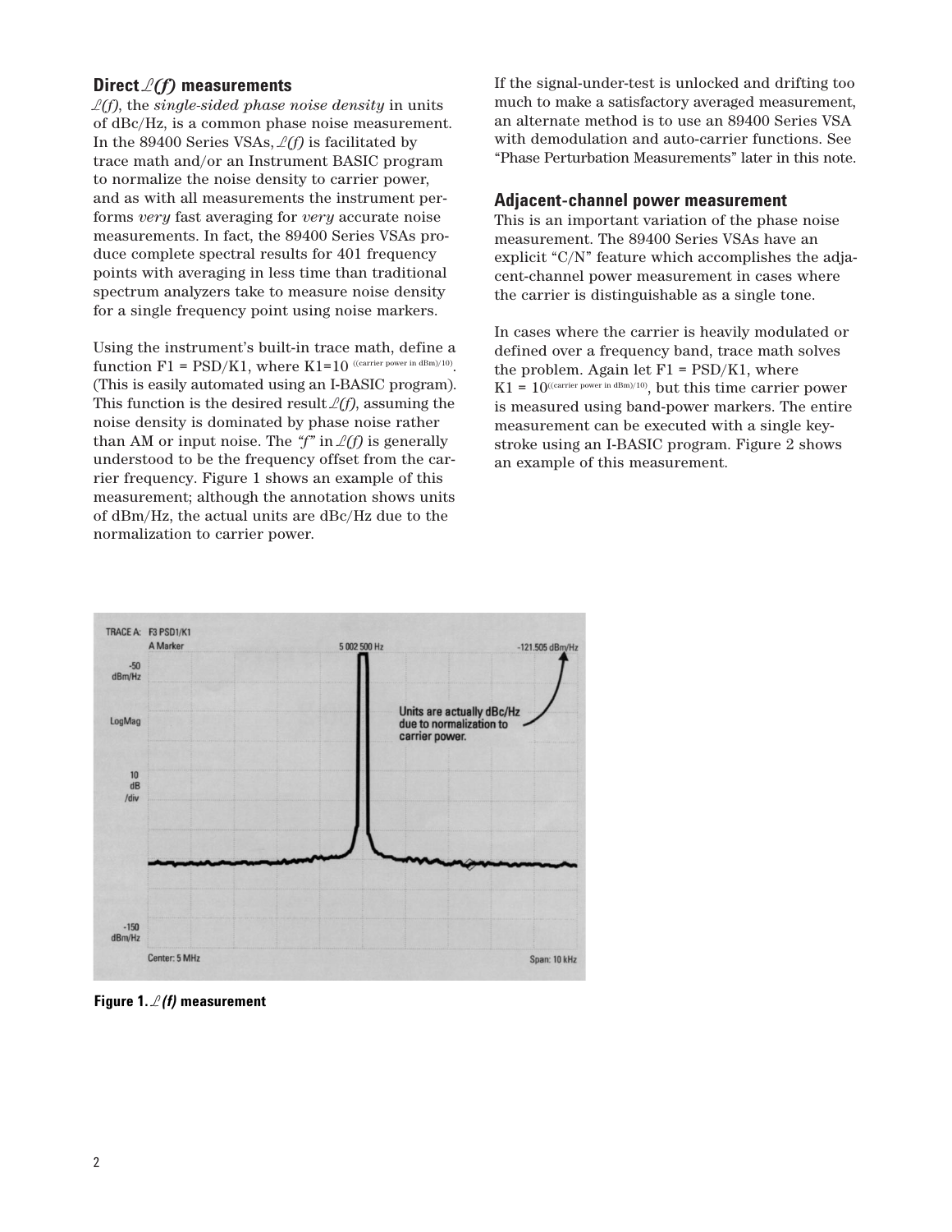### Direct $\mathscr{L}(f)$ measurements

$\mathscr{L}(f)$, the *single-sided phase noise density* in units of dBc/Hz, is a common phase noise measurement. In the 89400 Series VSAs, $\mathscr{L}(f)$ is facilitated by trace math and/or an Instrument BASIC program to normalize the noise density to carrier power, and as with all measurements the instrument performs *very* fast averaging for *very* accurate noise measurements. In fact, the 89400 Series VSAs produce complete spectral results for 401 frequency points with averaging in less time than traditional spectrum analyzers take to measure noise density for a single frequency point using noise markers.

Using the instrument's built-in trace math, define a function F1 = PSD/K1, where $K1=10^{((\text{carrier power in dBm})/10)}$. (This is easily automated using an I-BASIC program). This function is the desired result $\mathscr{L}(f)$, assuming the noise density is dominated by phase noise rather than AM or input noise. The *"f"* in $\mathscr{L}(f)$ is generally understood to be the frequency offset from the carrier frequency. Figure 1 shows an example of this measurement; although the annotation shows units of dBm/Hz, the actual units are dBc/Hz due to the normalization to carrier power.

If the signal-under-test is unlocked and drifting too much to make a satisfactory averaged measurement, an alternate method is to use an 89400 Series VSA with demodulation and auto-carrier functions. See "Phase Perturbation Measurements" later in this note.

### Adjacent-channel power measurement

This is an important variation of the phase noise measurement. The 89400 Series VSAs have an explicit "C/N" feature which accomplishes the adjacent-channel power measurement in cases where the carrier is distinguishable as a single tone.

In cases where the carrier is heavily modulated or defined over a frequency band, trace math solves the problem. Again let F1 = PSD/K1, where $K1 = 10^{((\text{carrier power in dBm})/10)}$, but this time carrier power is measured using band-power markers. The entire measurement can be executed with a single keystroke using an I-BASIC program. Figure 2 shows an example of this measurement.

**Figure 1.** $\mathscr{L}(f)$ **measurement**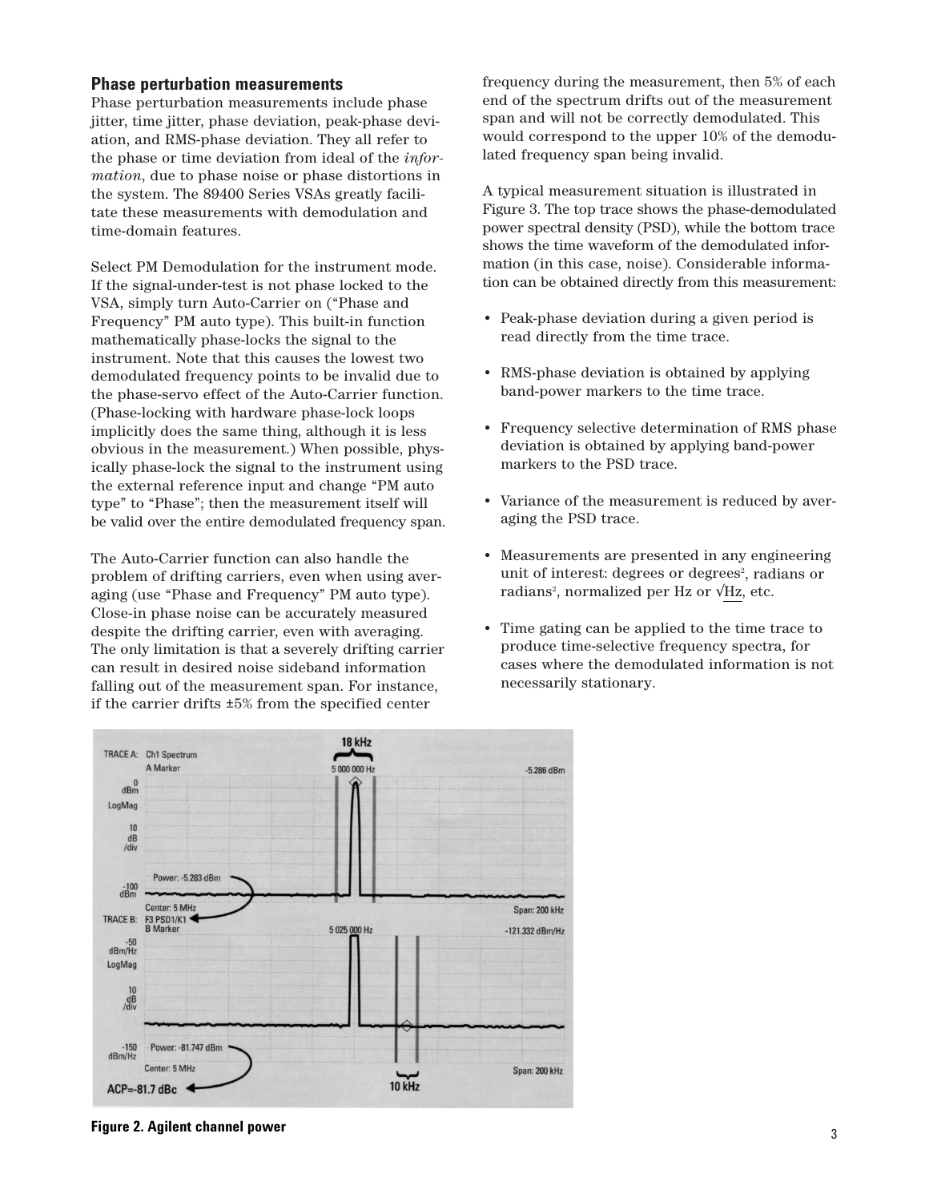## Phase perturbation measurements

Phase perturbation measurements include phase jitter, time jitter, phase deviation, peak-phase deviation, and RMS-phase deviation. They all refer to the phase or time deviation from ideal of the *information*, due to phase noise or phase distortions in the system. The 89400 Series VSAs greatly facilitate these measurements with demodulation and time-domain features.

Select PM Demodulation for the instrument mode. If the signal-under-test is not phase locked to the VSA, simply turn Auto-Carrier on ("Phase and Frequency" PM auto type). This built-in function mathematically phase-locks the signal to the instrument. Note that this causes the lowest two demodulated frequency points to be invalid due to the phase-servo effect of the Auto-Carrier function. (Phase-locking with hardware phase-lock loops implicitly does the same thing, although it is less obvious in the measurement.) When possible, physically phase-lock the signal to the instrument using the external reference input and change "PM auto type" to "Phase"; then the measurement itself will be valid over the entire demodulated frequency span.

The Auto-Carrier function can also handle the problem of drifting carriers, even when using averaging (use "Phase and Frequency" PM auto type). Close-in phase noise can be accurately measured despite the drifting carrier, even with averaging. The only limitation is that a severely drifting carrier can result in desired noise sideband information falling out of the measurement span. For instance, if the carrier drifts ±5% from the specified center frequency during the measurement, then 5% of each end of the spectrum drifts out of the measurement span and will not be correctly demodulated. This would correspond to the upper 10% of the demodulated frequency span being invalid.

A typical measurement situation is illustrated in Figure 3. The top trace shows the phase-demodulated power spectral density (PSD), while the bottom trace shows the time waveform of the demodulated information (in this case, noise). Considerable information can be obtained directly from this measurement:

- Peak-phase deviation during a given period is read directly from the time trace.
- RMS-phase deviation is obtained by applying band-power markers to the time trace.
- Frequency selective determination of RMS phase deviation is obtained by applying band-power markers to the PSD trace.
- Variance of the measurement is reduced by averaging the PSD trace.
- Measurements are presented in any engineering unit of interest: degrees or degrees$^2$, radians or radians$^2$, normalized per Hz or $\sqrt{\text{Hz}}$, etc.
- Time gating can be applied to the time trace to produce time-selective frequency spectra, for cases where the demodulated information is not necessarily stationary.

**Figure 2. Agilent channel power**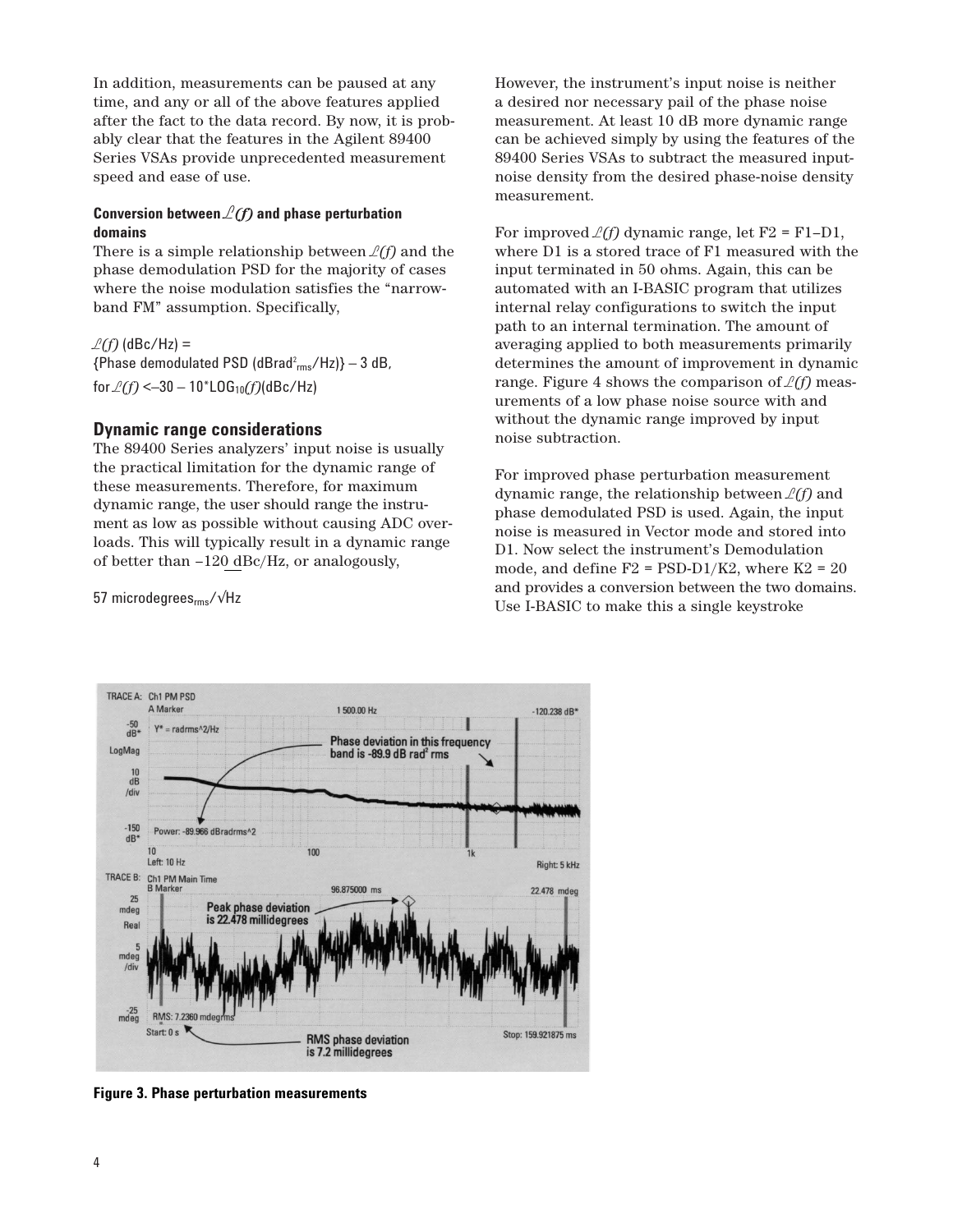In addition, measurements can be paused at any time, and any or all of the above features applied after the fact to the data record. By now, it is probably clear that the features in the Agilent 89400 Series VSAs provide unprecedented measurement speed and ease of use.

#### Conversion between $\mathcal{L}(f)$ and phase perturbation domains

There is a simple relationship between $\mathcal{L}(f)$ and the phase demodulation PSD for the majority of cases where the noise modulation satisfies the "narrowband FM" assumption. Specifically,

$\mathcal{L}(f)$ (dBc/Hz) =
{Phase demodulated PSD ($dBrad^2_{rms}$/Hz)} – 3 dB,
for $\mathcal{L}(f) < -30 - 10 * LOG_{10}(f)$(dBc/Hz)

### Dynamic range considerations

The 89400 Series analyzers' input noise is usually the practical limitation for the dynamic range of these measurements. Therefore, for maximum dynamic range, the user should range the instrument as low as possible without causing ADC overloads. This will typically result in a dynamic range of better than –120 dBc/Hz, or analogously,

57 $microdegrees_{rms}/\sqrt{Hz}$

However, the instrument's input noise is neither a desired nor necessary pail of the phase noise measurement. At least 10 dB more dynamic range can be achieved simply by using the features of the 89400 Series VSAs to subtract the measured input-noise density from the desired phase-noise density measurement.

For improved $\mathcal{L}(f)$ dynamic range, let F2 = F1–D1, where D1 is a stored trace of F1 measured with the input terminated in 50 ohms. Again, this can be automated with an I-BASIC program that utilizes internal relay configurations to switch the input path to an internal termination. The amount of averaging applied to both measurements primarily determines the amount of improvement in dynamic range. Figure 4 shows the comparison of $\mathcal{L}(f)$ measurements of a low phase noise source with and without the dynamic range improved by input noise subtraction.

For improved phase perturbation measurement dynamic range, the relationship between $\mathcal{L}(f)$ and phase demodulated PSD is used. Again, the input noise is measured in Vector mode and stored into D1. Now select the instrument's Demodulation mode, and define F2 = PSD-D1/K2, where K2 = 20 and provides a conversion between the two domains. Use I-BASIC to make this a single keystroke

**Figure 3. Phase perturbation measurements**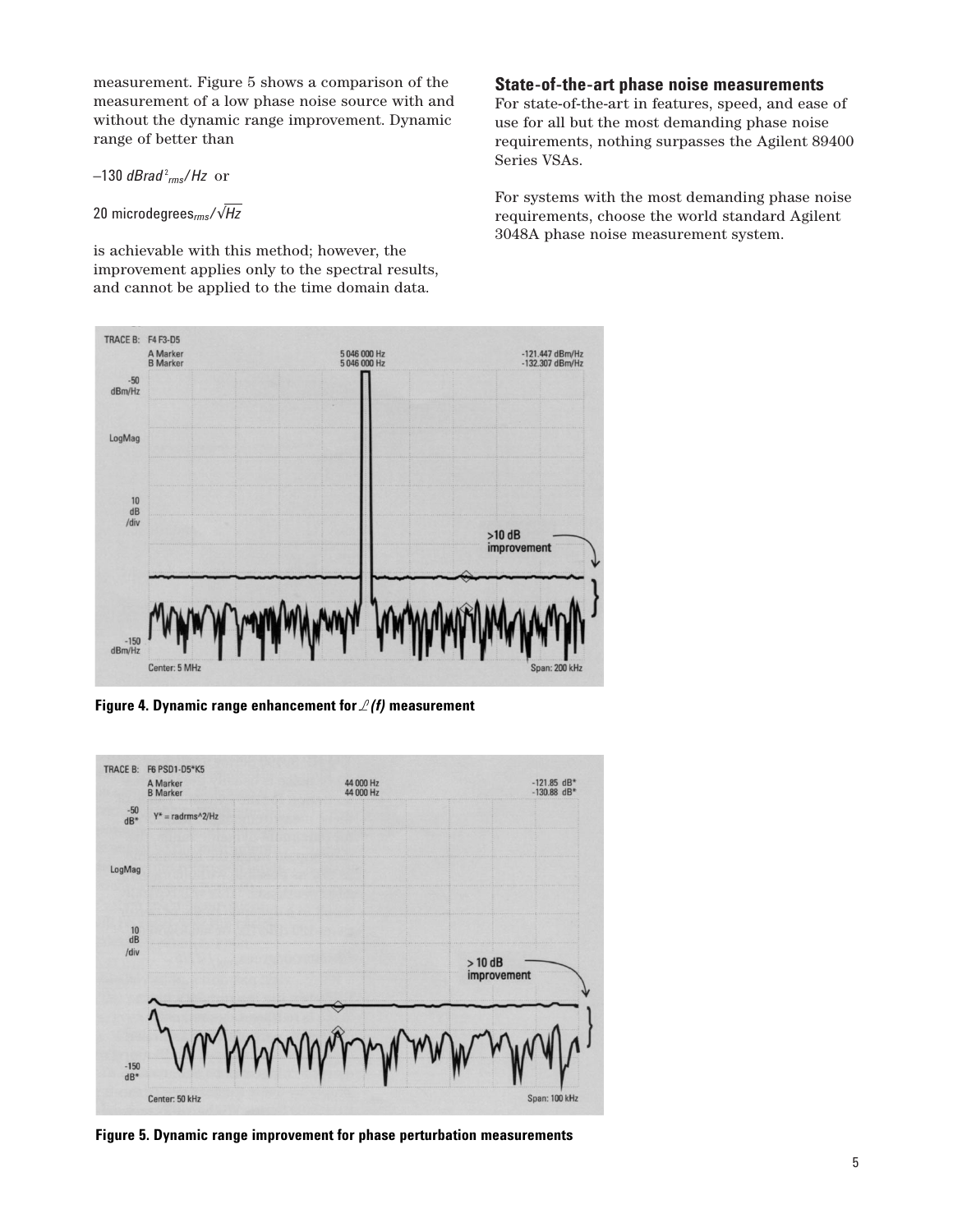measurement. Figure 5 shows a comparison of the measurement of a low phase noise source with and without the dynamic range improvement. Dynamic range of better than

$$-130\ dBrad^2_{rms}/Hz$$ or

$$20\ \text{microdegrees}_{rms}/\sqrt{Hz}$$

is achievable with this method; however, the improvement applies only to the spectral results, and cannot be applied to the time domain data.

## State-of-the-art phase noise measurements

For state-of-the-art in features, speed, and ease of use for all but the most demanding phase noise requirements, nothing surpasses the Agilent 89400 Series VSAs.

For systems with the most demanding phase noise requirements, choose the world standard Agilent 3048A phase noise measurement system.

**Figure 4. Dynamic range enhancement for $\mathcal{L}(f)$ measurement**

**Figure 5. Dynamic range improvement for phase perturbation measurements**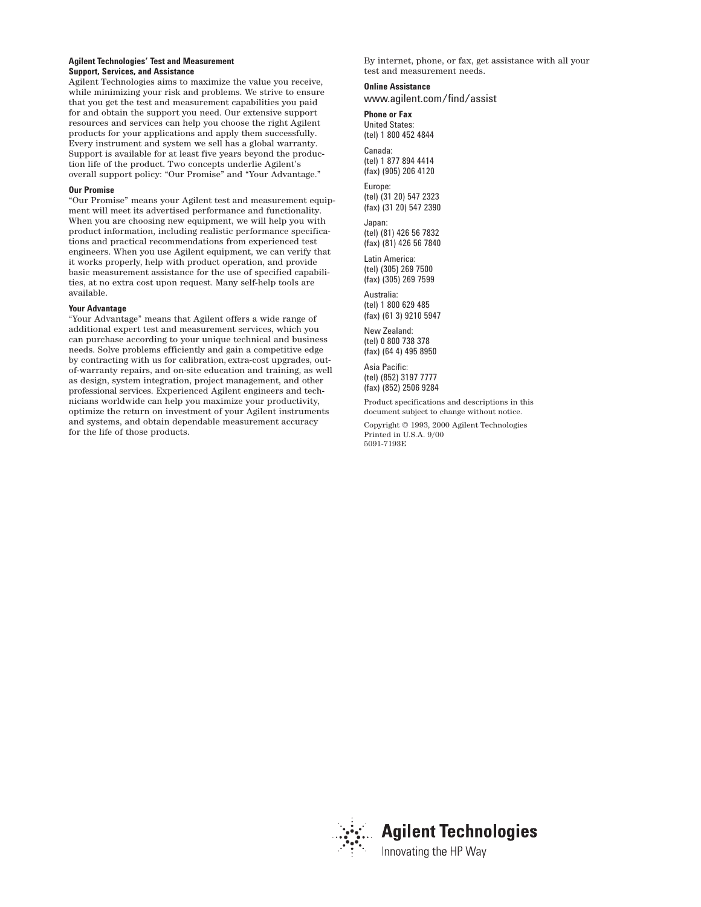**Agilent Technologies' Test and Measurement Support, Services, and Assistance**

Agilent Technologies aims to maximize the value you receive, while minimizing your risk and problems. We strive to ensure that you get the test and measurement capabilities you paid for and obtain the support you need. Our extensive support resources and services can help you choose the right Agilent products for your applications and apply them successfully. Every instrument and system we sell has a global warranty. Support is available for at least five years beyond the production life of the product. Two concepts underlie Agilent's overall support policy: "Our Promise" and "Your Advantage."

**Our Promise**

"Our Promise" means your Agilent test and measurement equipment will meet its advertised performance and functionality. When you are choosing new equipment, we will help you with product information, including realistic performance specifications and practical recommendations from experienced test engineers. When you use Agilent equipment, we can verify that it works properly, help with product operation, and provide basic measurement assistance for the use of specified capabilities, at no extra cost upon request. Many self-help tools are available.

**Your Advantage**

"Your Advantage" means that Agilent offers a wide range of additional expert test and measurement services, which you can purchase according to your unique technical and business needs. Solve problems efficiently and gain a competitive edge by contracting with us for calibration, extra-cost upgrades, out-of-warranty repairs, and on-site education and training, as well as design, system integration, project management, and other professional services. Experienced Agilent engineers and technicians worldwide can help you maximize your productivity, optimize the return on investment of your Agilent instruments and systems, and obtain dependable measurement accuracy for the life of those products.

By internet, phone, or fax, get assistance with all your test and measurement needs.

**Online Assistance**

www.agilent.com/find/assist

**Phone or Fax**

United States:
(tel) 1 800 452 4844

Canada:
(tel) 1 877 894 4414
(fax) (905) 206 4120

Europe:
(tel) (31 20) 547 2323
(fax) (31 20) 547 2390

Japan:
(tel) (81) 426 56 7832
(fax) (81) 426 56 7840

Latin America:
(tel) (305) 269 7500
(fax) (305) 269 7599

Australia:
(tel) 1 800 629 485
(fax) (61 3) 9210 5947

New Zealand:
(tel) 0 800 738 378
(fax) (64 4) 495 8950

Asia Pacific:
(tel) (852) 3197 7777
(fax) (852) 2506 9284

Product specifications and descriptions in this document subject to change without notice.

Copyright © 1993, 2000 Agilent Technologies
Printed in U.S.A. 9/00
5091-7193E

**Agilent Technologies**
Innovating the HP Way